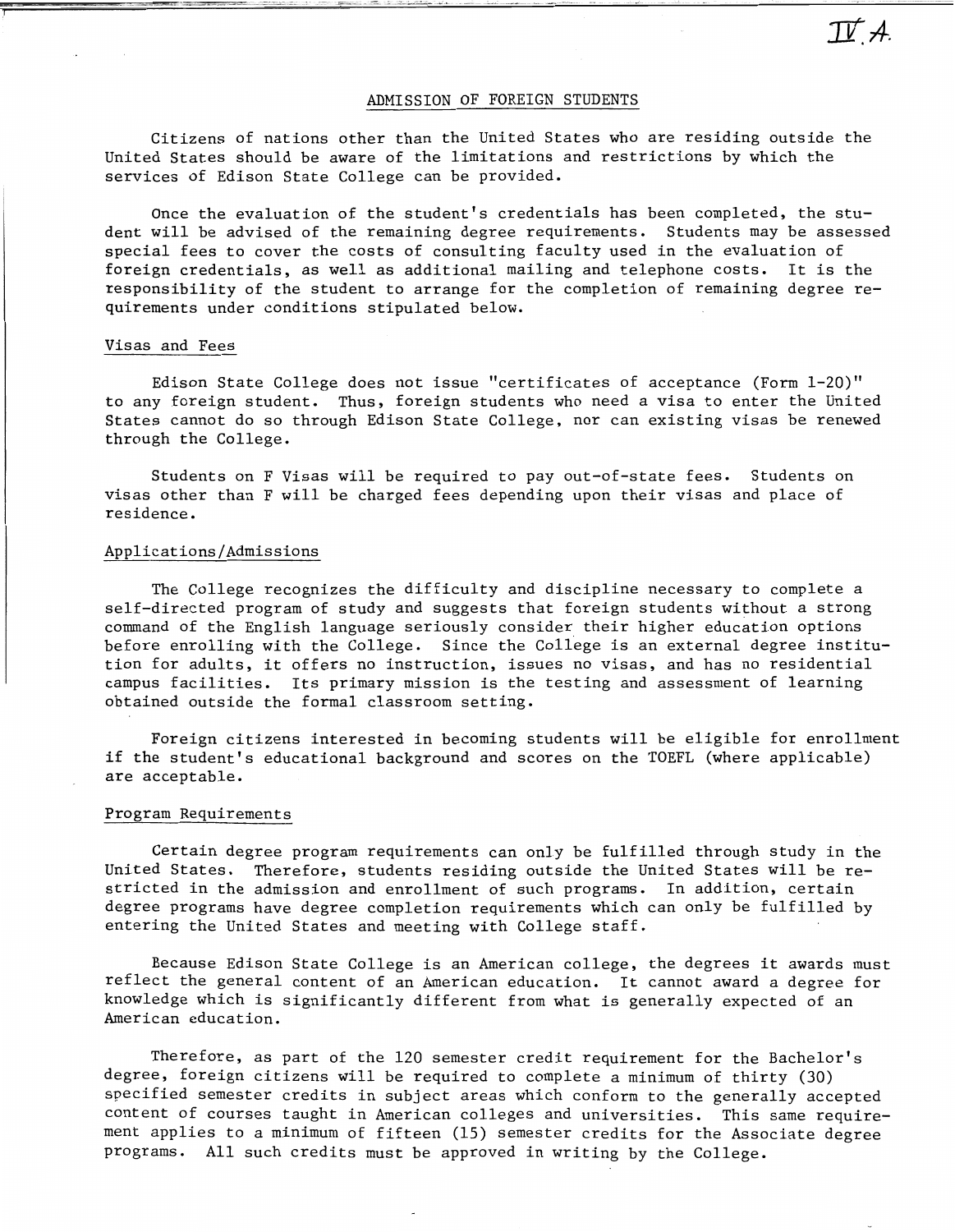IV.A.

# ADMISSION OF FOREIGN STUDENTS

Citizens of nations other than the United States who are residing outside the United States should be aware of the limitations and restrictions by which the services of Edison State College can be provided.

Once the evaluation of the student's credentials has been completed, the student will be advised of the remaining degree requirements. Students may be assessed special fees to cover the costs of consulting faculty used in the evaluation of foreign credentials, as well as additional mailing and telephone costs. It is the responsibility of the student to arrange for the completion of remaining degree requirements under conditions stipulated below.

## Visas and Fees

Edison State College does not issue "certificates of acceptance (Form 1-20)" to any foreign student. Thus, foreign students who need a visa to enter the United States cannot do so through Edison State College, nor can existing visas be renewed through the College.

Students on F Visas will be required to pay out-of-state fees. Students on visas other than F will be charged fees depending upon their visas and place of residence.

## Applications/Admissions

The College recognizes the difficulty and discipline necessary to complete a self-directed program of study and suggests that foreign students without a strong command of the English language seriously consider their higher education options before enrolling with the College. Since the College is an external degree institution for adults, it offers no instruction, issues no visas, and has no residential campus facilities. Its primary mission is the testing and assessment of learning obtained outside the formal classroom setting.

Foreign citizens interested in becoming students will be eligible for enrollment if the student's educational background and scores on the TOEFL (where applicable) are acceptable.

## Program Requirements

Certain degree program requirements can only be fulfilled through study in the United States. Therefore, students residing outside the United States will be restricted in the admission and enrollment of such programs. In addition, certain degree programs have degree completion requirements which can only be fulfilled by entering the United States and meeting with College staff.

Because Edison State College is an American college, the degrees it awards must reflect the general content of an American education. It cannot award a degree for knowledge which is significantly different from what is generally expected of an American education.

Therefore, as part of the 120 semester credit requirement for the Bachelor's degree, foreign citizens will be required to complete a minimum of thirty (30) specified semester credits in subject areas which conform to the generally accepted content of courses taught in American colleges and universities. This same requirement applies to a minimum of fifteen (15) semester credits for the Associate degree programs. All such credits must be approved in writing by the College.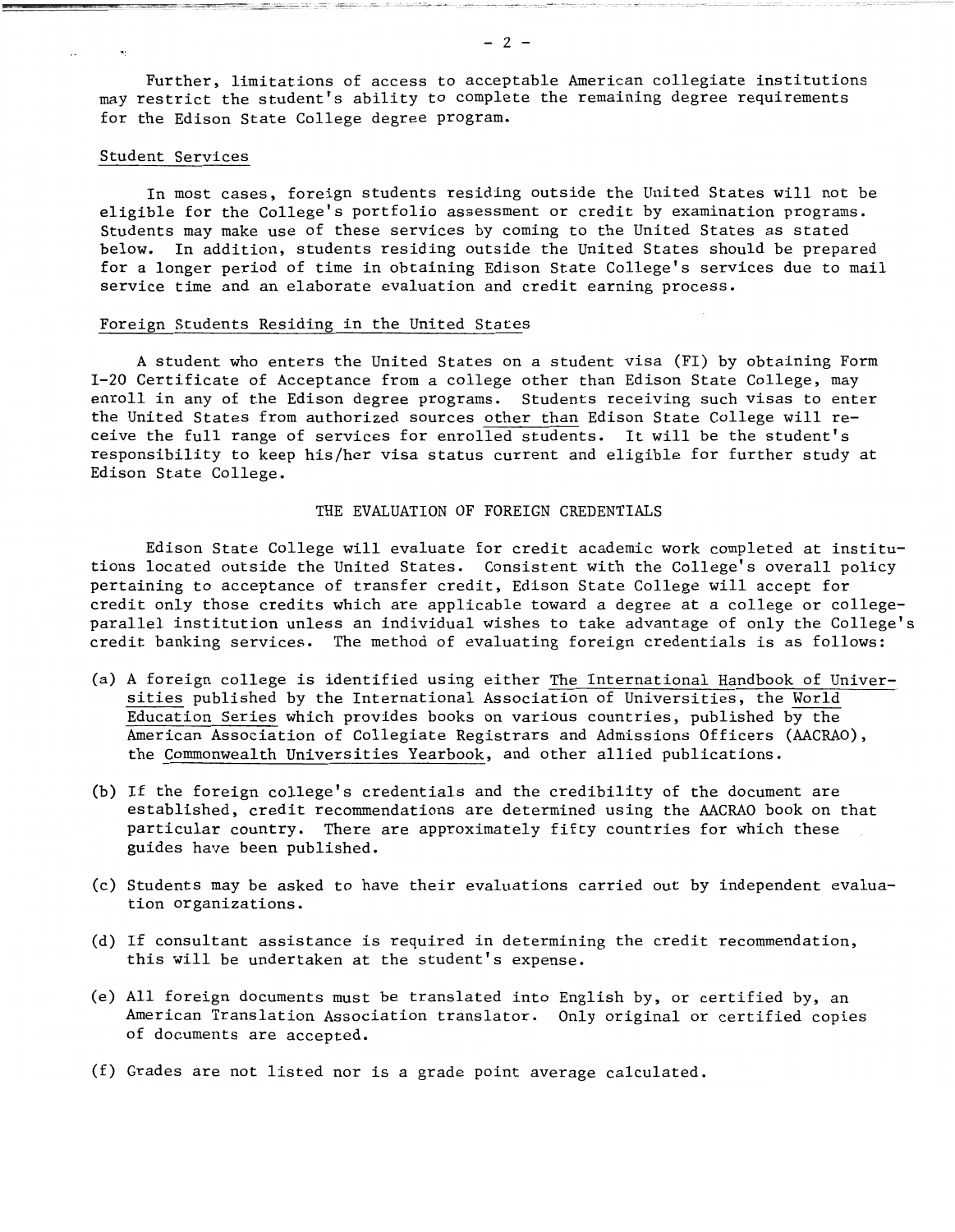Further, limitations of access to acceptable American collegiate institutions may restrict the student's ability to complete the remaining degree requirements for the Edison State College degree program.

Student Services

In most cases, foreign students residing outside the United States will not be eligible for the College's portfolio assessment or credit by examination programs. Students may make use of these services by coming to the United States as stated below. In addition, students residing outside the United States should be prepared for a longer period of time in obtaining Edison State College's services due to mail service time and an elaborate evaluation and credit earning process.

Foreign Students Residing in the United States

A student who enters the United States on a student visa (FI) by obtaining Form I-20 Certificate of Acceptance from a college other than Edison State College, may enroll in any of the Edison degree programs. Students receiving such visas to enter the United States from authorized sources other than Edison State College will receive the full range of services for enrolled students. It will be the student's responsibility to keep his/her visa status current and eligible for further study at Edison State College.

## THE EVALUATION OF FOREIGN CREDENTIALS

Edison State College will evaluate for credit academic work completed at institutions located outside the United States. Consistent with the College's overall policy pertaining to acceptance of transfer credit, Edison State College will accept for credit only those credits which are applicable toward a degree at a college or college-parallel institution unless an individual wishes to take advantage of only the College's credit banking services. The method of evaluating foreign credentials is as follows:

(a) A foreign college is identified using either The International Handbook of Universities published by the International Association of Universities, the World Education Series which provides books on various countries, published by the American Association of Collegiate Registrars and Admissions Officers (AACRAO), the Commonwealth Universities Yearbook, and other allied publications.

(b) If the foreign college's credentials and the credibility of the document are established, credit recommendations are determined using the AACRAO book on that particular country. There are approximately fifty countries for which these guides have been published.

(c) Students may be asked to have their evaluations carried out by independent evaluation organizations.

(d) If consultant assistance is required in determining the credit recommendation, this will be undertaken at the student's expense.

(e) All foreign documents must be translated into English by, or certified by, an American Translation Association translator. Only original or certified copies of documents are accepted.

(f) Grades are not listed nor is a grade point average calculated.